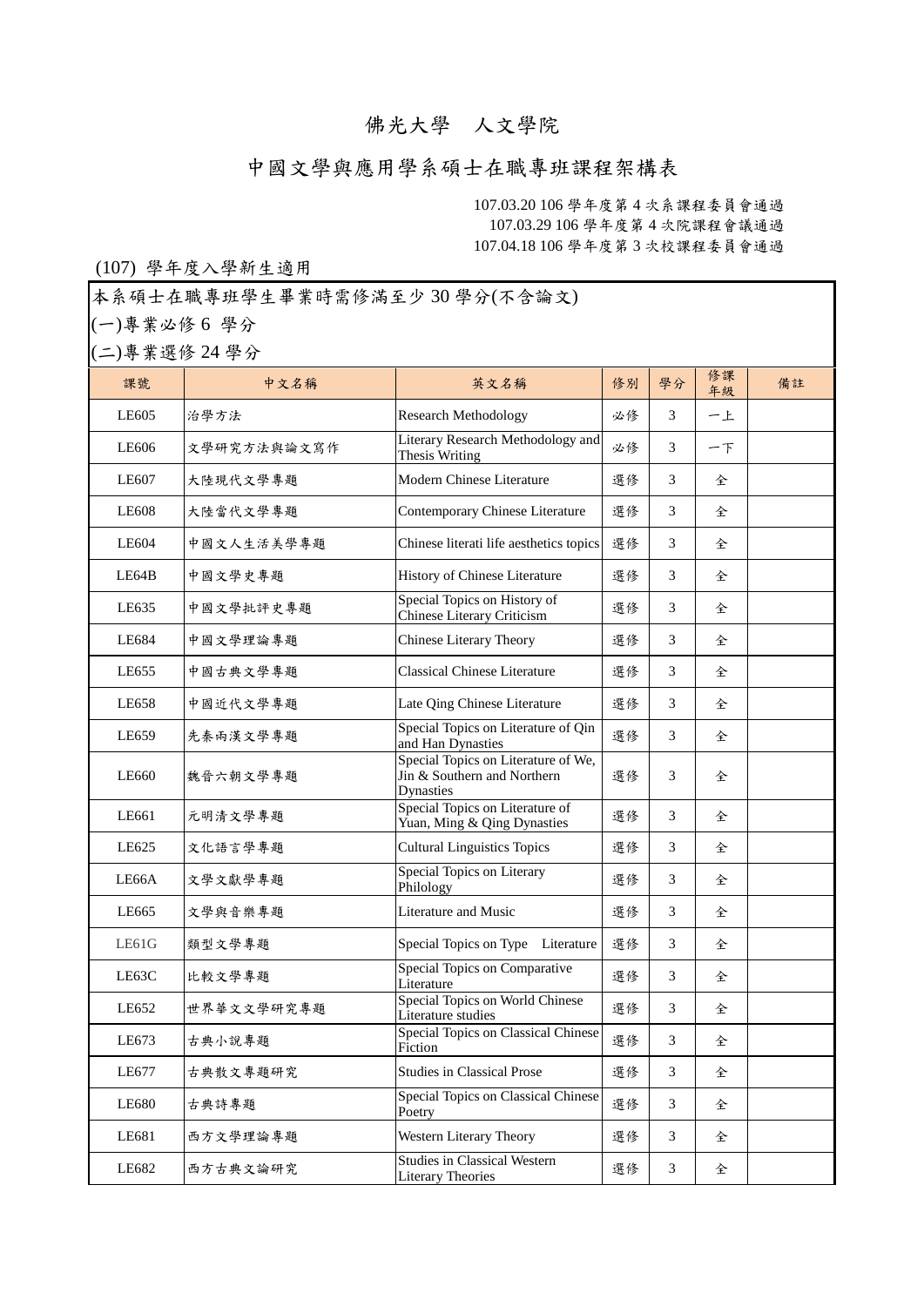# 佛光大學　人文學院

## 中國文學與應用學系碩士在職專班課程架構表

107.03.20 106 學年度第 4 次系課程委員會通過
107.03.29 106 學年度第 4 次院課程會議通過
107.04.18 106 學年度第 3 次校課程委員會通過

(107) 學年度入學新生適用

本系碩士在職專班學生畢業時需修滿至少 30 學分(不含論文)
(一)專業必修 6 學分
(二)專業選修 24 學分

| 課號 | 中文名稱 | 英文名稱 | 修別 | 學分 | 修課年級 | 備註 |
|---|---|---|---|---|---|---|
| LE605 | 治學方法 | Research Methodology | 必修 | 3 | 一上 | |
| LE606 | 文學研究方法與論文寫作 | Literary Research Methodology and Thesis Writing | 必修 | 3 | 一下 | |
| LE607 | 大陸現代文學專題 | Modern Chinese Literature | 選修 | 3 | 全 | |
| LE608 | 大陸當代文學專題 | Contemporary Chinese Literature | 選修 | 3 | 全 | |
| LE604 | 中國文人生活美學專題 | Chinese literati life aesthetics topics | 選修 | 3 | 全 | |
| LE64B | 中國文學史專題 | History of Chinese Literature | 選修 | 3 | 全 | |
| LE635 | 中國文學批評史專題 | Special Topics on History of Chinese Literary Criticism | 選修 | 3 | 全 | |
| LE684 | 中國文學理論專題 | Chinese Literary Theory | 選修 | 3 | 全 | |
| LE655 | 中國古典文學專題 | Classical Chinese Literature | 選修 | 3 | 全 | |
| LE658 | 中國近代文學專題 | Late Qing Chinese Literature | 選修 | 3 | 全 | |
| LE659 | 先秦兩漢文學專題 | Special Topics on Literature of Qin and Han Dynasties | 選修 | 3 | 全 | |
| LE660 | 魏晉六朝文學專題 | Special Topics on Literature of We, Jin & Southern and Northern Dynasties | 選修 | 3 | 全 | |
| LE661 | 元明清文學專題 | Special Topics on Literature of Yuan, Ming & Qing Dynasties | 選修 | 3 | 全 | |
| LE625 | 文化語言學專題 | Cultural Linguistics Topics | 選修 | 3 | 全 | |
| LE66A | 文學文獻學專題 | Special Topics on Literary Philology | 選修 | 3 | 全 | |
| LE665 | 文學與音樂專題 | Literature and Music | 選修 | 3 | 全 | |
| LE61G | 類型文學專題 | Special Topics on Type Literature | 選修 | 3 | 全 | |
| LE63C | 比較文學專題 | Special Topics on Comparative Literature | 選修 | 3 | 全 | |
| LE652 | 世界華文文學研究專題 | Special Topics on World Chinese Literature studies | 選修 | 3 | 全 | |
| LE673 | 古典小說專題 | Special Topics on Classical Chinese Fiction | 選修 | 3 | 全 | |
| LE677 | 古典散文專題研究 | Studies in Classical Prose | 選修 | 3 | 全 | |
| LE680 | 古典詩專題 | Special Topics on Classical Chinese Poetry | 選修 | 3 | 全 | |
| LE681 | 西方文學理論專題 | Western Literary Theory | 選修 | 3 | 全 | |
| LE682 | 西方古典文論研究 | Studies in Classical Western Literary Theories | 選修 | 3 | 全 | |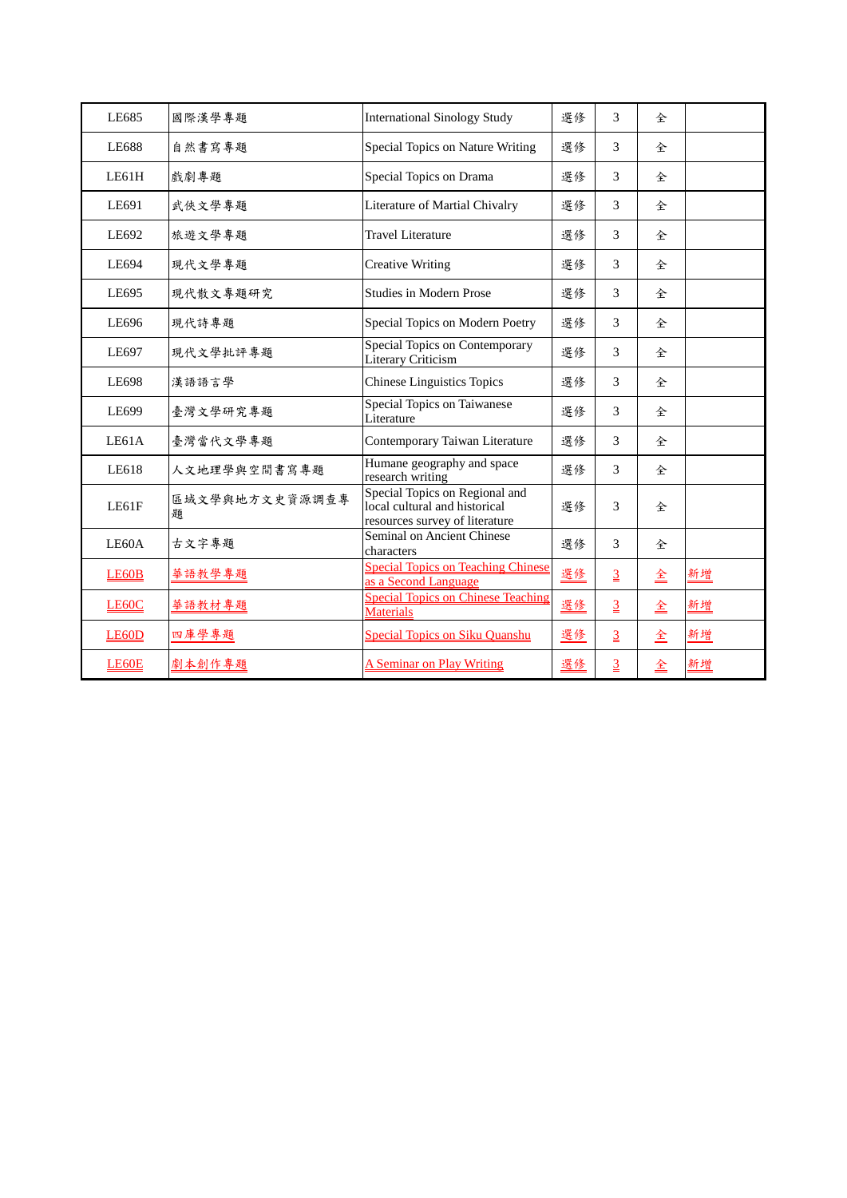| | | | | | | |
|---|---|---|---|---|---|---|
| LE685 | 國際漢學專題 | International Sinology Study | 選修 | 3 | 全 | |
| LE688 | 自然書寫專題 | Special Topics on Nature Writing | 選修 | 3 | 全 | |
| LE61H | 戲劇專題 | Special Topics on Drama | 選修 | 3 | 全 | |
| LE691 | 武俠文學專題 | Literature of Martial Chivalry | 選修 | 3 | 全 | |
| LE692 | 旅遊文學專題 | Travel Literature | 選修 | 3 | 全 | |
| LE694 | 現代文學專題 | Creative Writing | 選修 | 3 | 全 | |
| LE695 | 現代散文專題研究 | Studies in Modern Prose | 選修 | 3 | 全 | |
| LE696 | 現代詩專題 | Special Topics on Modern Poetry | 選修 | 3 | 全 | |
| LE697 | 現代文學批評專題 | Special Topics on Contemporary Literary Criticism | 選修 | 3 | 全 | |
| LE698 | 漢語語言學 | Chinese Linguistics Topics | 選修 | 3 | 全 | |
| LE699 | 臺灣文學研究專題 | Special Topics on Taiwanese Literature | 選修 | 3 | 全 | |
| LE61A | 臺灣當代文學專題 | Contemporary Taiwan Literature | 選修 | 3 | 全 | |
| LE618 | 人文地理學與空間書寫專題 | Humane geography and space research writing | 選修 | 3 | 全 | |
| LE61F | 區域文學與地方文史資源調查專題 | Special Topics on Regional and local cultural and historical resources survey of literature | 選修 | 3 | 全 | |
| LE60A | 古文字專題 | Seminal on Ancient Chinese characters | 選修 | 3 | 全 | |
| LE60B | 華語教學專題 | Special Topics on Teaching Chinese as a Second Language | 選修 | 3 | 全 | 新增 |
| LE60C | 華語教材專題 | Special Topics on Chinese Teaching Materials | 選修 | 3 | 全 | 新增 |
| LE60D | 四庫學專題 | Special Topics on Siku Quanshu | 選修 | 3 | 全 | 新增 |
| LE60E | 劇本創作專題 | A Seminar on Play Writing | 選修 | 3 | 全 | 新增 |